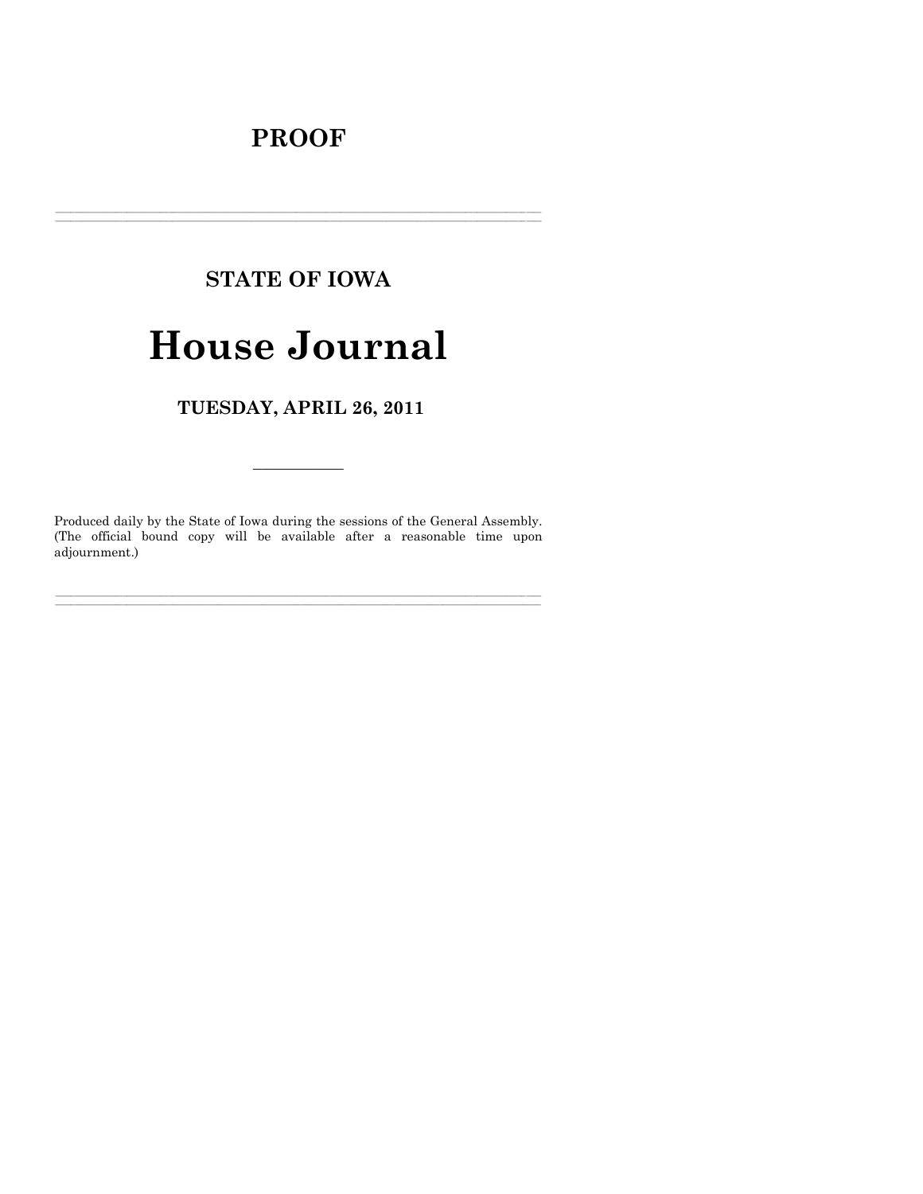# PROOF

---

## STATE OF IOWA

# House Journal

## TUESDAY, APRIL 26, 2011

---

Produced daily by the State of Iowa during the sessions of the General Assembly. (The official bound copy will be available after a reasonable time upon adjournment.)

---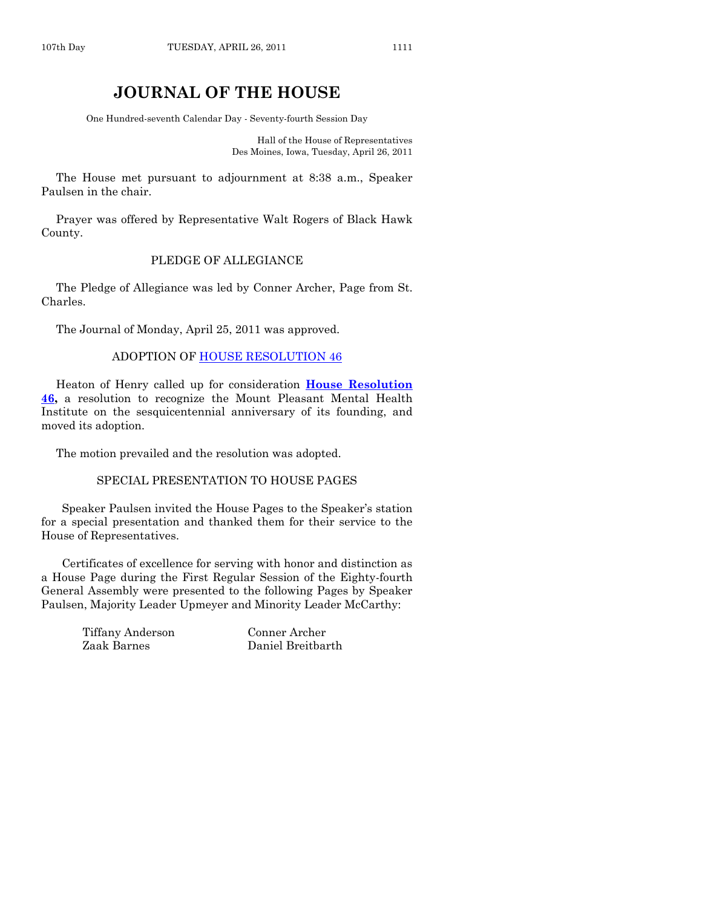# JOURNAL OF THE HOUSE

One Hundred-seventh Calendar Day - Seventy-fourth Session Day

Hall of the House of Representatives
Des Moines, Iowa, Tuesday, April 26, 2011

The House met pursuant to adjournment at 8:38 a.m., Speaker Paulsen in the chair.

Prayer was offered by Representative Walt Rogers of Black Hawk County.

## PLEDGE OF ALLEGIANCE

The Pledge of Allegiance was led by Conner Archer, Page from St. Charles.

The Journal of Monday, April 25, 2011 was approved.

## ADOPTION OF HOUSE RESOLUTION 46

Heaton of Henry called up for consideration **House Resolution 46,** a resolution to recognize the Mount Pleasant Mental Health Institute on the sesquicentennial anniversary of its founding, and moved its adoption.

The motion prevailed and the resolution was adopted.

## SPECIAL PRESENTATION TO HOUSE PAGES

Speaker Paulsen invited the House Pages to the Speaker's station for a special presentation and thanked them for their service to the House of Representatives.

Certificates of excellence for serving with honor and distinction as a House Page during the First Regular Session of the Eighty-fourth General Assembly were presented to the following Pages by Speaker Paulsen, Majority Leader Upmeyer and Minority Leader McCarthy:

Tiffany Anderson
Conner Archer
Zaak Barnes
Daniel Breitbarth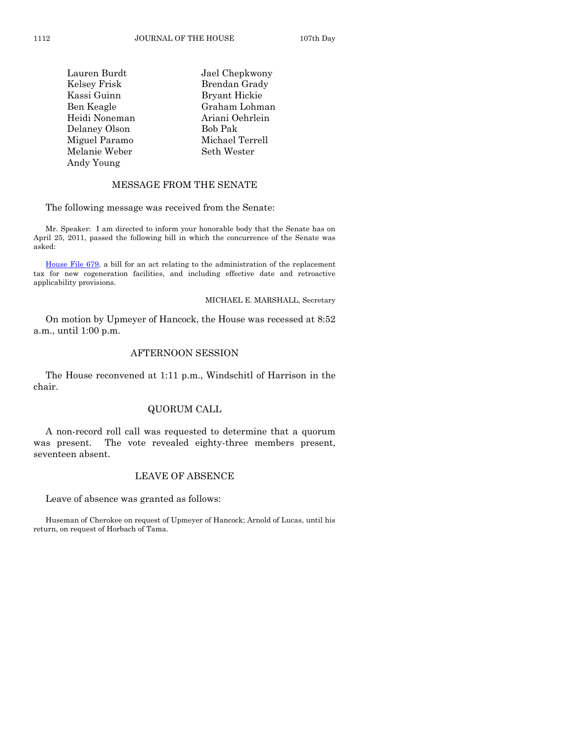Lauren Burdt
Jael Chepkwony
Kelsey Frisk
Brendan Grady
Kassi Guinn
Bryant Hickie
Ben Keagle
Graham Lohman
Heidi Noneman
Ariani Oehrlein
Delaney Olson
Bob Pak
Miguel Paramo
Michael Terrell
Melanie Weber
Seth Wester
Andy Young

## MESSAGE FROM THE SENATE

The following message was received from the Senate:

Mr. Speaker: I am directed to inform your honorable body that the Senate has on April 25, 2011, passed the following bill in which the concurrence of the Senate was asked:

House File 679, a bill for an act relating to the administration of the replacement tax for new cogeneration facilities, and including effective date and retroactive applicability provisions.

MICHAEL E. MARSHALL, Secretary

On motion by Upmeyer of Hancock, the House was recessed at 8:52 a.m., until 1:00 p.m.

## AFTERNOON SESSION

The House reconvened at 1:11 p.m., Windschitl of Harrison in the chair.

## QUORUM CALL

A non-record roll call was requested to determine that a quorum was present. The vote revealed eighty-three members present, seventeen absent.

## LEAVE OF ABSENCE

Leave of absence was granted as follows:

Huseman of Cherokee on request of Upmeyer of Hancock; Arnold of Lucas, until his return, on request of Horbach of Tama.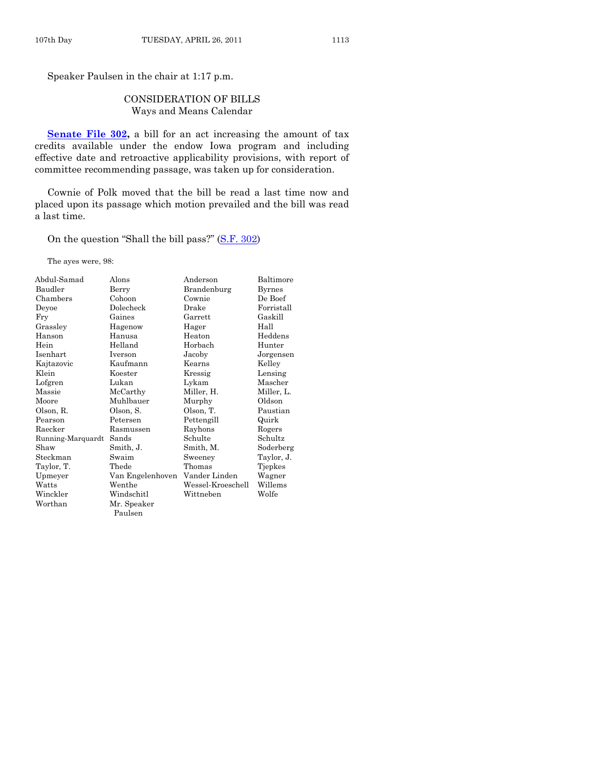Speaker Paulsen in the chair at 1:17 p.m.

## CONSIDERATION OF BILLS
### Ways and Means Calendar

**Senate File 302,** a bill for an act increasing the amount of tax credits available under the endow Iowa program and including effective date and retroactive applicability provisions, with report of committee recommending passage, was taken up for consideration.

Cownie of Polk moved that the bill be read a last time now and placed upon its passage which motion prevailed and the bill was read a last time.

On the question "Shall the bill pass?" (S.F. 302)

The ayes were, 98:

| | | | |
|---|---|---|---|
| Abdul-Samad | Alons | Anderson | Baltimore |
| Baudler | Berry | Brandenburg | Byrnes |
| Chambers | Cohoon | Cownie | De Boef |
| Deyoe | Dolecheck | Drake | Forristall |
| Fry | Gaines | Garrett | Gaskill |
| Grassley | Hagenow | Hager | Hall |
| Hanson | Hanusa | Heaton | Heddens |
| Hein | Helland | Horbach | Hunter |
| Isenhart | Iverson | Jacoby | Jorgensen |
| Kajtazovic | Kaufmann | Kearns | Kelley |
| Klein | Koester | Kressig | Lensing |
| Lofgren | Lukan | Lykam | Mascher |
| Massie | McCarthy | Miller, H. | Miller, L. |
| Moore | Muhlbauer | Murphy | Oldson |
| Olson, R. | Olson, S. | Olson, T. | Paustian |
| Pearson | Petersen | Pettengill | Quirk |
| Raecker | Rasmussen | Rayhons | Rogers |
| Running-Marquardt | Sands | Schulte | Schultz |
| Shaw | Smith, J. | Smith, M. | Soderberg |
| Steckman | Swaim | Sweeney | Taylor, J. |
| Taylor, T. | Thede | Thomas | Tjepkes |
| Upmeyer | Van Engelenhoven | Vander Linden | Wagner |
| Watts | Wenthe | Wessel-Kroeschell | Willems |
| Winckler | Windschitl | Wittneben | Wolfe |
| Worthan | Mr. Speaker Paulsen | | |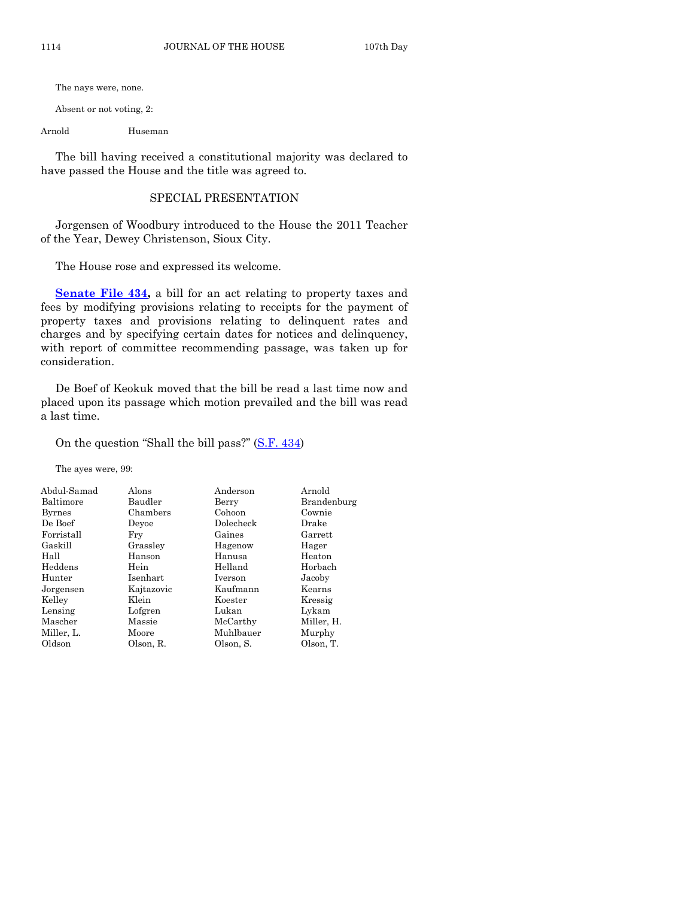The nays were, none.

Absent or not voting, 2:

| | |
|---|---|
| Arnold | Huseman |

The bill having received a constitutional majority was declared to have passed the House and the title was agreed to.

## SPECIAL PRESENTATION

Jorgensen of Woodbury introduced to the House the 2011 Teacher of the Year, Dewey Christenson, Sioux City.

The House rose and expressed its welcome.

**Senate File 434,** a bill for an act relating to property taxes and fees by modifying provisions relating to receipts for the payment of property taxes and provisions relating to delinquent rates and charges and by specifying certain dates for notices and delinquency, with report of committee recommending passage, was taken up for consideration.

De Boef of Keokuk moved that the bill be read a last time now and placed upon its passage which motion prevailed and the bill was read a last time.

On the question "Shall the bill pass?" (S.F. 434)

The ayes were, 99:

| | | | |
|---|---|---|---|
| Abdul-Samad | Alons | Anderson | Arnold |
| Baltimore | Baudler | Berry | Brandenburg |
| Byrnes | Chambers | Cohoon | Cownie |
| De Boef | Deyoe | Dolecheck | Drake |
| Forristall | Fry | Gaines | Garrett |
| Gaskill | Grassley | Hagenow | Hager |
| Hall | Hanson | Hanusa | Heaton |
| Heddens | Hein | Helland | Horbach |
| Hunter | Isenhart | Iverson | Jacoby |
| Jorgensen | Kajtazovic | Kaufmann | Kearns |
| Kelley | Klein | Koester | Kressig |
| Lensing | Lofgren | Lukan | Lykam |
| Mascher | Massie | McCarthy | Miller, H. |
| Miller, L. | Moore | Muhlbauer | Murphy |
| Oldson | Olson, R. | Olson, S. | Olson, T. |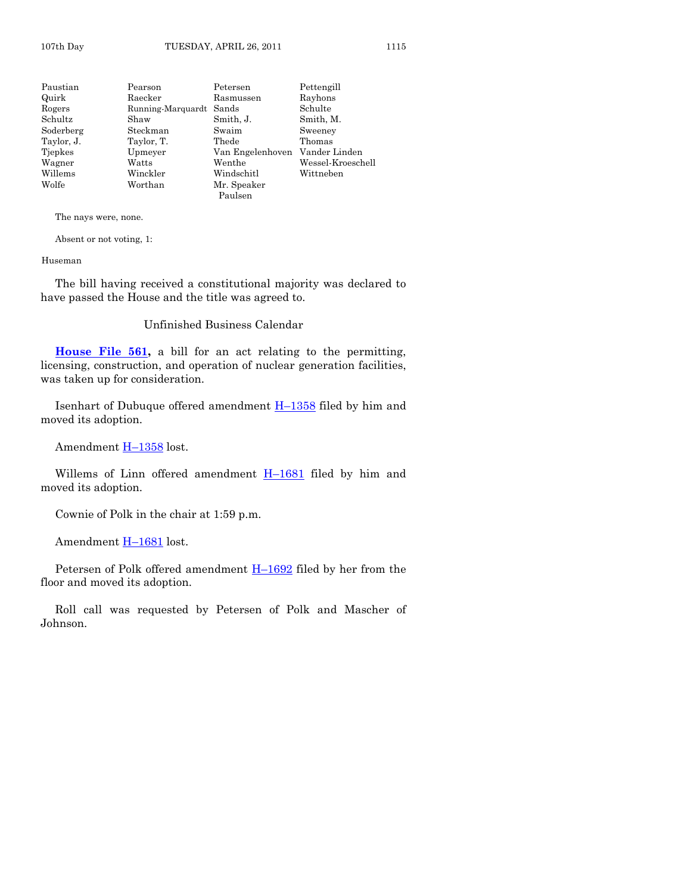| | | | |
|---|---|---|---|
| Paustian | Pearson | Petersen | Pettengill |
| Quirk | Raecker | Rasmussen | Rayhons |
| Rogers | Running-Marquardt | Sands | Schulte |
| Schultz | Shaw | Smith, J. | Smith, M. |
| Soderberg | Steckman | Swaim | Sweeney |
| Taylor, J. | Taylor, T. | Thede | Thomas |
| Tjepkes | Upmeyer | Van Engelenhoven | Vander Linden |
| Wagner | Watts | Wenthe | Wessel-Kroeschell |
| Willems | Winckler | Windschitl | Wittneben |
| Wolfe | Worthan | Mr. Speaker Paulsen | |

The nays were, none.

Absent or not voting, 1:

Huseman

The bill having received a constitutional majority was declared to have passed the House and the title was agreed to.

Unfinished Business Calendar

**House File 561,** a bill for an act relating to the permitting, licensing, construction, and operation of nuclear generation facilities, was taken up for consideration.

Isenhart of Dubuque offered amendment H–1358 filed by him and moved its adoption.

Amendment H–1358 lost.

Willems of Linn offered amendment H–1681 filed by him and moved its adoption.

Cownie of Polk in the chair at 1:59 p.m.

Amendment H–1681 lost.

Petersen of Polk offered amendment H–1692 filed by her from the floor and moved its adoption.

Roll call was requested by Petersen of Polk and Mascher of Johnson.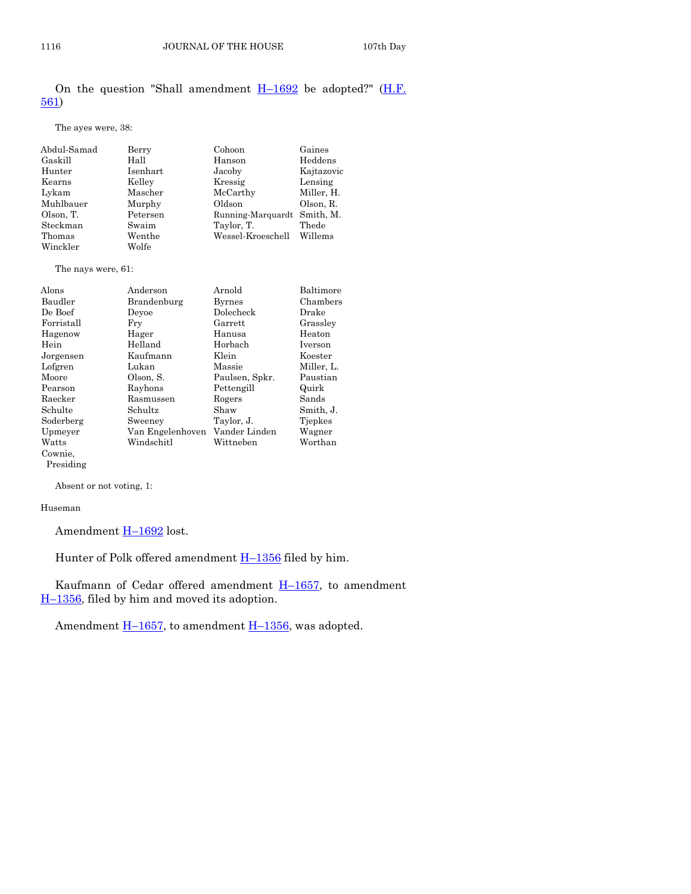On the question "Shall amendment H–1692 be adopted?" (H.F. 561)

The ayes were, 38:

| | | | |
|---|---|---|---|
| Abdul-Samad | Berry | Cohoon | Gaines |
| Gaskill | Hall | Hanson | Heddens |
| Hunter | Isenhart | Jacoby | Kajtazovic |
| Kearns | Kelley | Kressig | Lensing |
| Lykam | Mascher | McCarthy | Miller, H. |
| Muhlbauer | Murphy | Oldson | Olson, R. |
| Olson, T. | Petersen | Running-Marquardt | Smith, M. |
| Steckman | Swaim | Taylor, T. | Thede |
| Thomas | Wenthe | Wessel-Kroeschell | Willems |
| Winckler | Wolfe | | |

The nays were, 61:

| | | | |
|---|---|---|---|
| Alons | Anderson | Arnold | Baltimore |
| Baudler | Brandenburg | Byrnes | Chambers |
| De Boef | Deyoe | Dolecheck | Drake |
| Forristall | Fry | Garrett | Grassley |
| Hagenow | Hager | Hanusa | Heaton |
| Hein | Helland | Horbach | Iverson |
| Jorgensen | Kaufmann | Klein | Koester |
| Lofgren | Lukan | Massie | Miller, L. |
| Moore | Olson, S. | Paulsen, Spkr. | Paustian |
| Pearson | Rayhons | Pettengill | Quirk |
| Raecker | Rasmussen | Rogers | Sands |
| Schulte | Schultz | Shaw | Smith, J. |
| Soderberg | Sweeney | Taylor, J. | Tjepkes |
| Upmeyer | Van Engelenhoven | Vander Linden | Wagner |
| Watts | Windschitl | Wittneben | Worthan |
| Cownie, Presiding | | | |

Absent or not voting, 1:

Huseman

Amendment H–1692 lost.

Hunter of Polk offered amendment H–1356 filed by him.

Kaufmann of Cedar offered amendment H–1657, to amendment H–1356, filed by him and moved its adoption.

Amendment H–1657, to amendment H–1356, was adopted.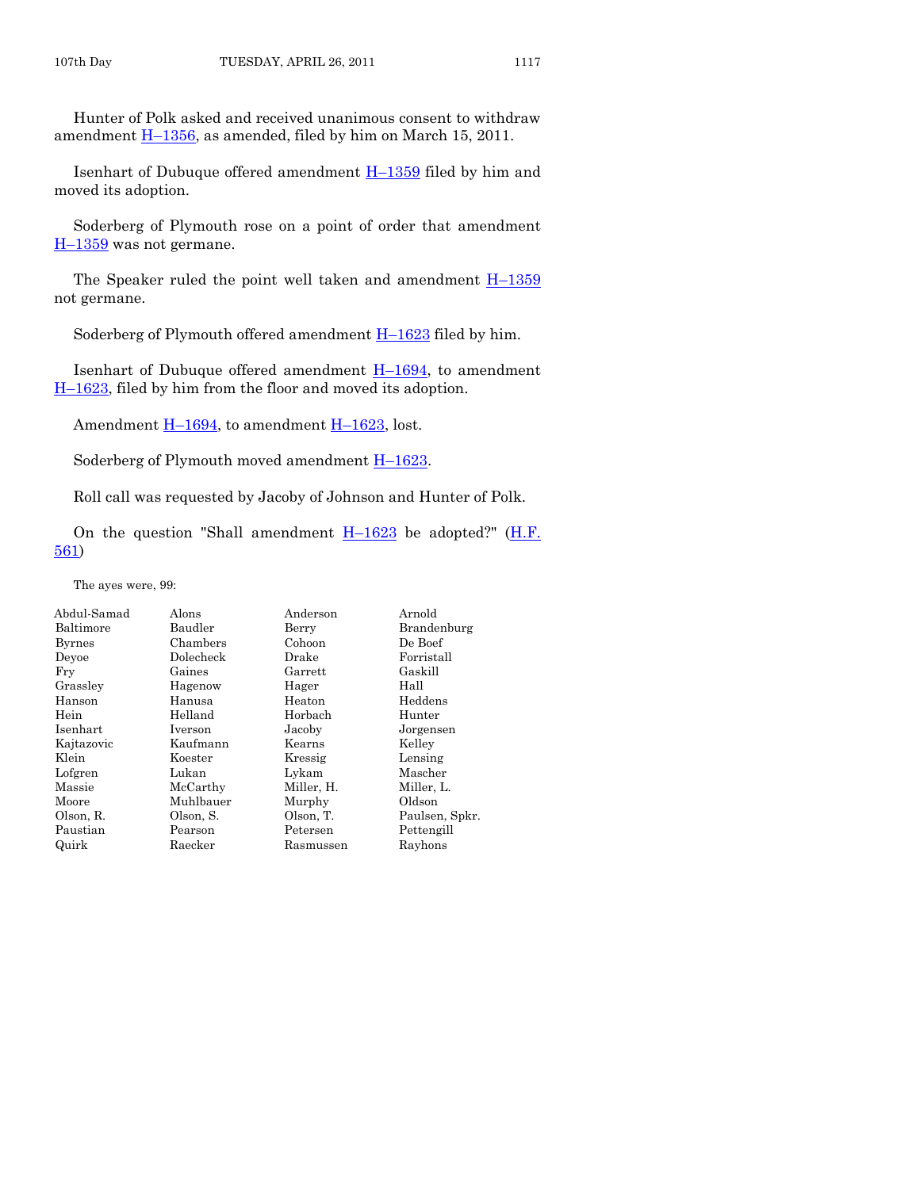Hunter of Polk asked and received unanimous consent to withdraw amendment H–1356, as amended, filed by him on March 15, 2011.

Isenhart of Dubuque offered amendment H–1359 filed by him and moved its adoption.

Soderberg of Plymouth rose on a point of order that amendment H–1359 was not germane.

The Speaker ruled the point well taken and amendment H–1359 not germane.

Soderberg of Plymouth offered amendment H–1623 filed by him.

Isenhart of Dubuque offered amendment H–1694, to amendment H–1623, filed by him from the floor and moved its adoption.

Amendment H–1694, to amendment H–1623, lost.

Soderberg of Plymouth moved amendment H–1623.

Roll call was requested by Jacoby of Johnson and Hunter of Polk.

On the question "Shall amendment H–1623 be adopted?" (H.F. 561)

The ayes were, 99:

| | | | |
|---|---|---|---|
| Abdul-Samad | Alons | Anderson | Arnold |
| Baltimore | Baudler | Berry | Brandenburg |
| Byrnes | Chambers | Cohoon | De Boef |
| Deyoe | Dolecheck | Drake | Forristall |
| Fry | Gaines | Garrett | Gaskill |
| Grassley | Hagenow | Hager | Hall |
| Hanson | Hanusa | Heaton | Heddens |
| Hein | Helland | Horbach | Hunter |
| Isenhart | Iverson | Jacoby | Jorgensen |
| Kajtazovic | Kaufmann | Kearns | Kelley |
| Klein | Koester | Kressig | Lensing |
| Lofgren | Lukan | Lykam | Mascher |
| Massie | McCarthy | Miller, H. | Miller, L. |
| Moore | Muhlbauer | Murphy | Oldson |
| Olson, R. | Olson, S. | Olson, T. | Paulsen, Spkr. |
| Paustian | Pearson | Petersen | Pettengill |
| Quirk | Raecker | Rasmussen | Rayhons |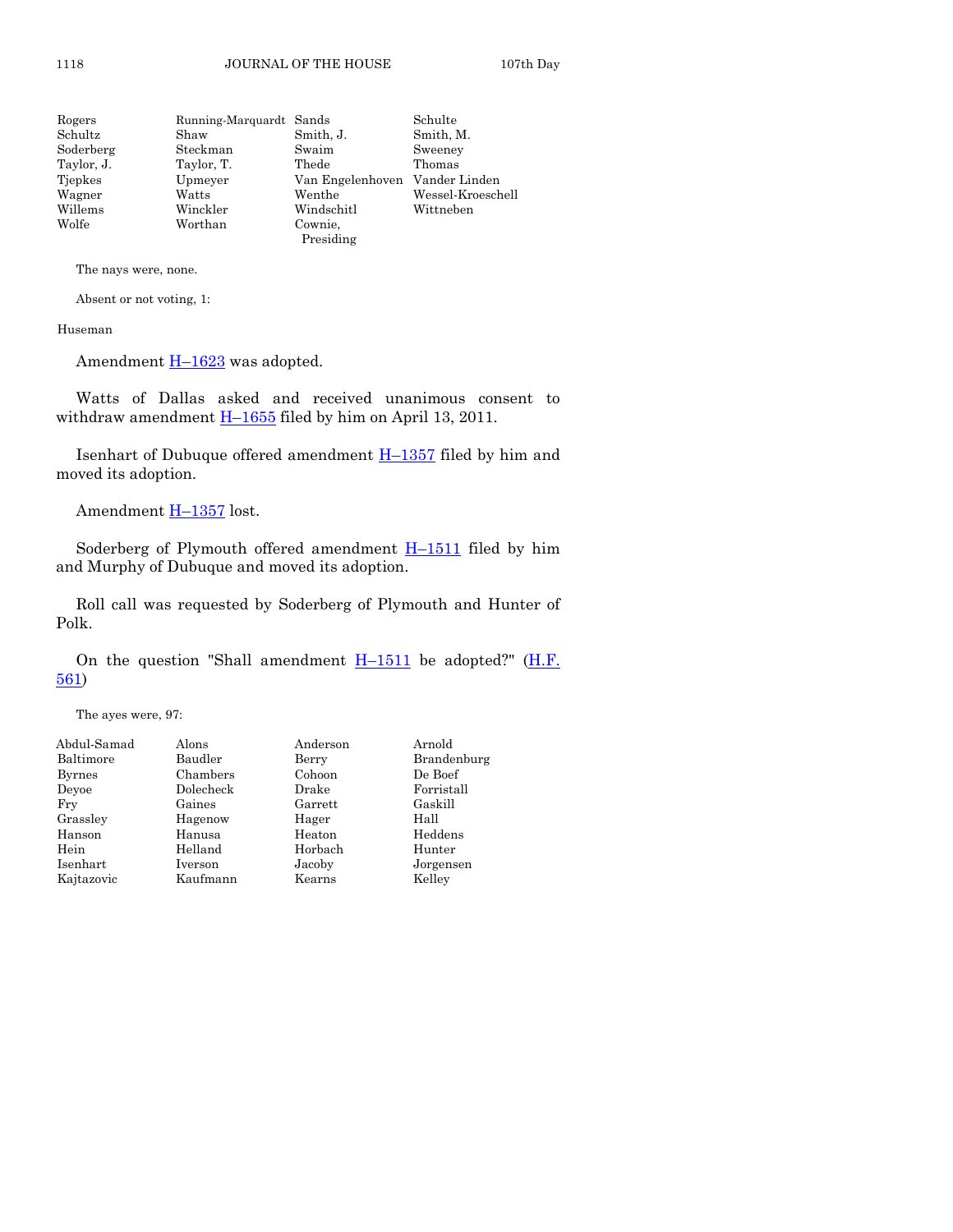| | | | |
|---|---|---|---|
| Rogers | Running-Marquardt | Sands | Schulte |
| Schultz | Shaw | Smith, J. | Smith, M. |
| Soderberg | Steckman | Swaim | Sweeney |
| Taylor, J. | Taylor, T. | Thede | Thomas |
| Tjepkes | Upmeyer | Van Engelenhoven | Vander Linden |
| Wagner | Watts | Wenthe | Wessel-Kroeschell |
| Willems | Winckler | Windschitl | Wittneben |
| Wolfe | Worthan | Cownie, Presiding | |

The nays were, none.

Absent or not voting, 1:

Huseman

Amendment H–1623 was adopted.

Watts of Dallas asked and received unanimous consent to withdraw amendment H–1655 filed by him on April 13, 2011.

Isenhart of Dubuque offered amendment H–1357 filed by him and moved its adoption.

Amendment H–1357 lost.

Soderberg of Plymouth offered amendment H–1511 filed by him and Murphy of Dubuque and moved its adoption.

Roll call was requested by Soderberg of Plymouth and Hunter of Polk.

On the question "Shall amendment H–1511 be adopted?" (H.F. 561)

The ayes were, 97:

| | | | |
|---|---|---|---|
| Abdul-Samad | Alons | Anderson | Arnold |
| Baltimore | Baudler | Berry | Brandenburg |
| Byrnes | Chambers | Cohoon | De Boef |
| Deyoe | Dolecheck | Drake | Forristall |
| Fry | Gaines | Garrett | Gaskill |
| Grassley | Hagenow | Hager | Hall |
| Hanson | Hanusa | Heaton | Heddens |
| Hein | Helland | Horbach | Hunter |
| Isenhart | Iverson | Jacoby | Jorgensen |
| Kajtazovic | Kaufmann | Kearns | Kelley |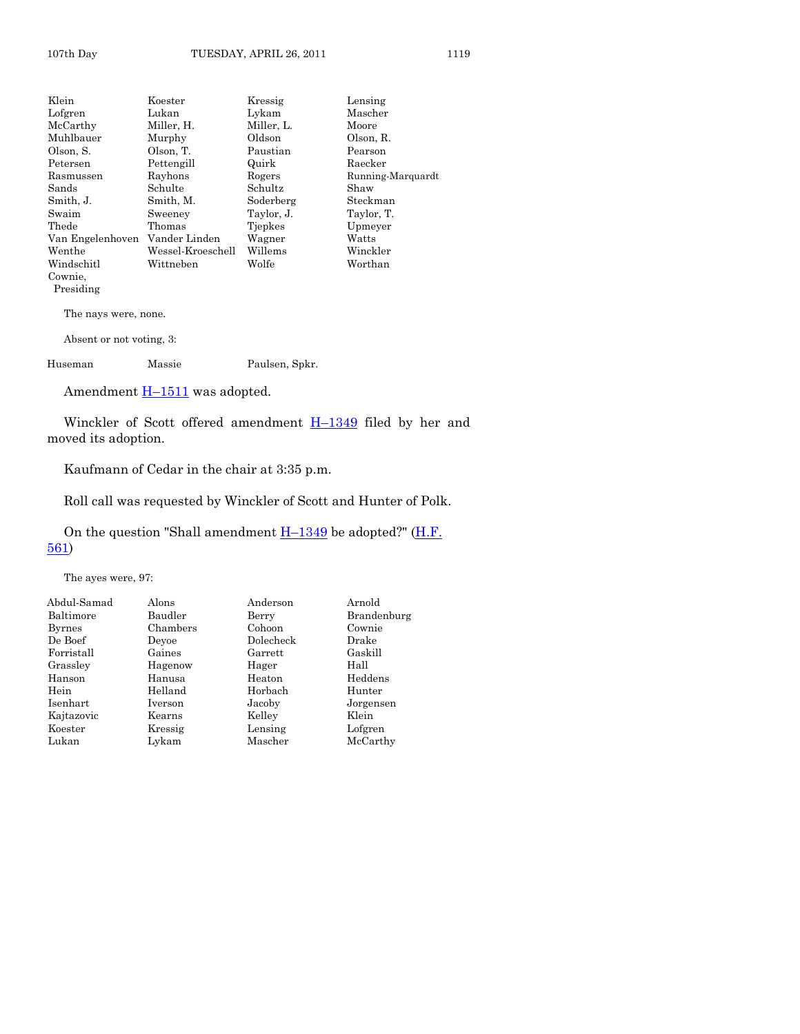| | | | |
|---|---|---|---|
| Klein | Koester | Kressig | Lensing |
| Lofgren | Lukan | Lykam | Mascher |
| McCarthy | Miller, H. | Miller, L. | Moore |
| Muhlbauer | Murphy | Oldson | Olson, R. |
| Olson, S. | Olson, T. | Paustian | Pearson |
| Petersen | Pettengill | Quirk | Raecker |
| Rasmussen | Rayhons | Rogers | Running-Marquardt |
| Sands | Schulte | Schultz | Shaw |
| Smith, J. | Smith, M. | Soderberg | Steckman |
| Swaim | Sweeney | Taylor, J. | Taylor, T. |
| Thede | Thomas | Tjepkes | Upmeyer |
| Van Engelenhoven | Vander Linden | Wagner | Watts |
| Wenthe | Wessel-Kroeschell | Willems | Winckler |
| Windschitl | Wittneben | Wolfe | Worthan |
| Cownie, Presiding | | | |

The nays were, none.

Absent or not voting, 3:

| | | |
|---|---|---|
| Huseman | Massie | Paulsen, Spkr. |

Amendment H–1511 was adopted.

Winckler of Scott offered amendment H–1349 filed by her and moved its adoption.

Kaufmann of Cedar in the chair at 3:35 p.m.

Roll call was requested by Winckler of Scott and Hunter of Polk.

On the question "Shall amendment H–1349 be adopted?" (H.F. 561)

The ayes were, 97:

| | | | |
|---|---|---|---|
| Abdul-Samad | Alons | Anderson | Arnold |
| Baltimore | Baudler | Berry | Brandenburg |
| Byrnes | Chambers | Cohoon | Cownie |
| De Boef | Deyoe | Dolecheck | Drake |
| Forristall | Gaines | Garrett | Gaskill |
| Grassley | Hagenow | Hager | Hall |
| Hanson | Hanusa | Heaton | Heddens |
| Hein | Helland | Horbach | Hunter |
| Isenhart | Iverson | Jacoby | Jorgensen |
| Kajtazovic | Kearns | Kelley | Klein |
| Koester | Kressig | Lensing | Lofgren |
| Lukan | Lykam | Mascher | McCarthy |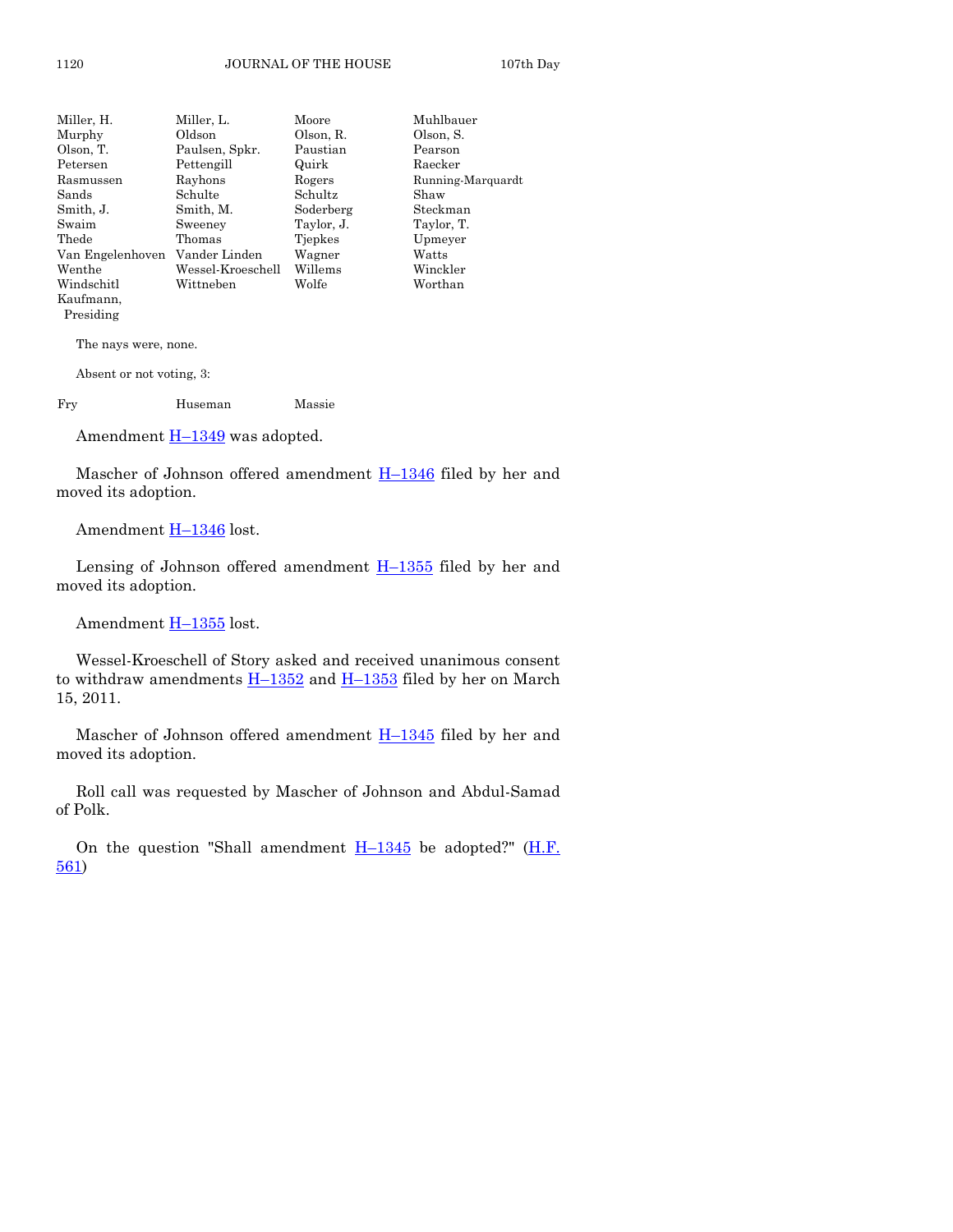| | | | |
|---|---|---|---|
| Miller, H. | Miller, L. | Moore | Muhlbauer |
| Murphy | Oldson | Olson, R. | Olson, S. |
| Olson, T. | Paulsen, Spkr. | Paustian | Pearson |
| Petersen | Pettengill | Quirk | Raecker |
| Rasmussen | Rayhons | Rogers | Running-Marquardt |
| Sands | Schulte | Schultz | Shaw |
| Smith, J. | Smith, M. | Soderberg | Steckman |
| Swaim | Sweeney | Taylor, J. | Taylor, T. |
| Thede | Thomas | Tjepkes | Upmeyer |
| Van Engelenhoven | Vander Linden | Wagner | Watts |
| Wenthe | Wessel-Kroeschell | Willems | Winckler |
| Windschitl | Wittneben | Wolfe | Worthan |
| Kaufmann, Presiding | | | |

The nays were, none.

Absent or not voting, 3:

| | | |
|---|---|---|
| Fry | Huseman | Massie |

Amendment H–1349 was adopted.

Mascher of Johnson offered amendment H–1346 filed by her and moved its adoption.

Amendment H–1346 lost.

Lensing of Johnson offered amendment H–1355 filed by her and moved its adoption.

Amendment H–1355 lost.

Wessel-Kroeschell of Story asked and received unanimous consent to withdraw amendments H–1352 and H–1353 filed by her on March 15, 2011.

Mascher of Johnson offered amendment H–1345 filed by her and moved its adoption.

Roll call was requested by Mascher of Johnson and Abdul-Samad of Polk.

On the question "Shall amendment H–1345 be adopted?" (H.F. 561)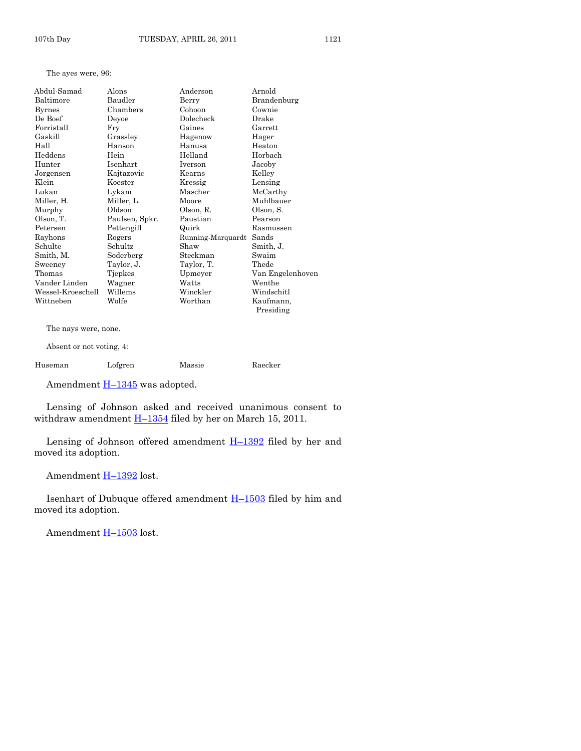The ayes were, 96:

| | | | |
|---|---|---|---|
| Abdul-Samad | Alons | Anderson | Arnold |
| Baltimore | Baudler | Berry | Brandenburg |
| Byrnes | Chambers | Cohoon | Cownie |
| De Boef | Deyoe | Dolecheck | Drake |
| Forristall | Fry | Gaines | Garrett |
| Gaskill | Grassley | Hagenow | Hager |
| Hall | Hanson | Hanusa | Heaton |
| Heddens | Hein | Helland | Horbach |
| Hunter | Isenhart | Iverson | Jacoby |
| Jorgensen | Kajtazovic | Kearns | Kelley |
| Klein | Koester | Kressig | Lensing |
| Lukan | Lykam | Mascher | McCarthy |
| Miller, H. | Miller, L. | Moore | Muhlbauer |
| Murphy | Oldson | Olson, R. | Olson, S. |
| Olson, T. | Paulsen, Spkr. | Paustian | Pearson |
| Petersen | Pettengill | Quirk | Rasmussen |
| Rayhons | Rogers | Running-Marquardt | Sands |
| Schulte | Schultz | Shaw | Smith, J. |
| Smith, M. | Soderberg | Steckman | Swaim |
| Sweeney | Taylor, J. | Taylor, T. | Thede |
| Thomas | Tjepkes | Upmeyer | Van Engelenhoven |
| Vander Linden | Wagner | Watts | Wenthe |
| Wessel-Kroeschell | Willems | Winckler | Windschitl |
| Wittneben | Wolfe | Worthan | Kaufmann, Presiding |

The nays were, none.

Absent or not voting, 4:

| | | | |
|---|---|---|---|
| Huseman | Lofgren | Massie | Raecker |

Amendment H–1345 was adopted.

Lensing of Johnson asked and received unanimous consent to withdraw amendment H–1354 filed by her on March 15, 2011.

Lensing of Johnson offered amendment H–1392 filed by her and moved its adoption.

Amendment H–1392 lost.

Isenhart of Dubuque offered amendment H–1503 filed by him and moved its adoption.

Amendment H–1503 lost.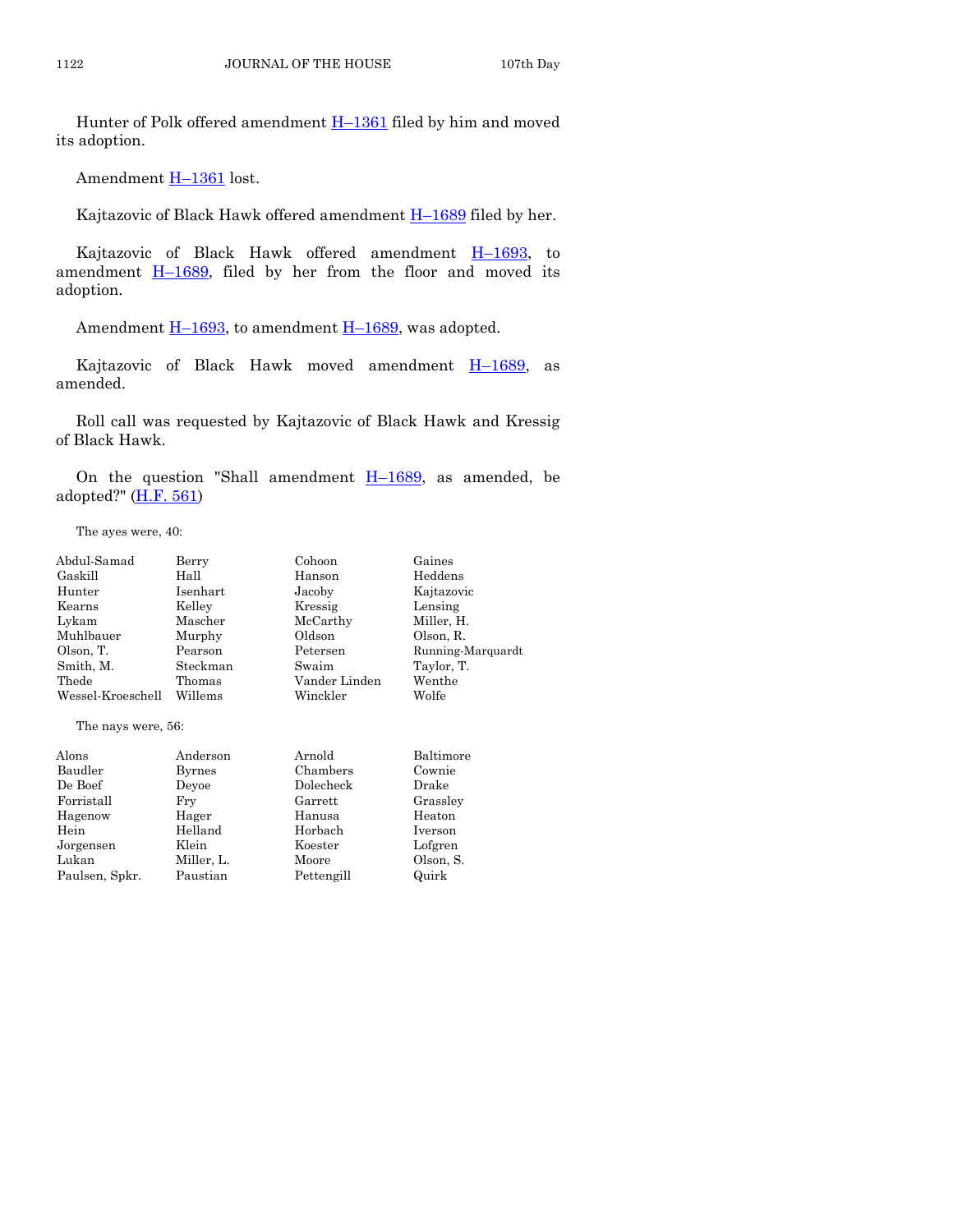Hunter of Polk offered amendment H–1361 filed by him and moved its adoption.

Amendment H–1361 lost.

Kajtazovic of Black Hawk offered amendment H–1689 filed by her.

Kajtazovic of Black Hawk offered amendment H–1693, to amendment H–1689, filed by her from the floor and moved its adoption.

Amendment H–1693, to amendment H–1689, was adopted.

Kajtazovic of Black Hawk moved amendment H–1689, as amended.

Roll call was requested by Kajtazovic of Black Hawk and Kressig of Black Hawk.

On the question "Shall amendment H–1689, as amended, be adopted?" (H.F. 561)

The ayes were, 40:

| | | | |
|---|---|---|---|
| Abdul-Samad | Berry | Cohoon | Gaines |
| Gaskill | Hall | Hanson | Heddens |
| Hunter | Isenhart | Jacoby | Kajtazovic |
| Kearns | Kelley | Kressig | Lensing |
| Lykam | Mascher | McCarthy | Miller, H. |
| Muhlbauer | Murphy | Oldson | Olson, R. |
| Olson, T. | Pearson | Petersen | Running-Marquardt |
| Smith, M. | Steckman | Swaim | Taylor, T. |
| Thede | Thomas | Vander Linden | Wenthe |
| Wessel-Kroeschell | Willems | Winckler | Wolfe |

The nays were, 56:

| | | | |
|---|---|---|---|
| Alons | Anderson | Arnold | Baltimore |
| Baudler | Byrnes | Chambers | Cownie |
| De Boef | Deyoe | Dolecheck | Drake |
| Forristall | Fry | Garrett | Grassley |
| Hagenow | Hager | Hanusa | Heaton |
| Hein | Helland | Horbach | Iverson |
| Jorgensen | Klein | Koester | Lofgren |
| Lukan | Miller, L. | Moore | Olson, S. |
| Paulsen, Spkr. | Paustian | Pettengill | Quirk |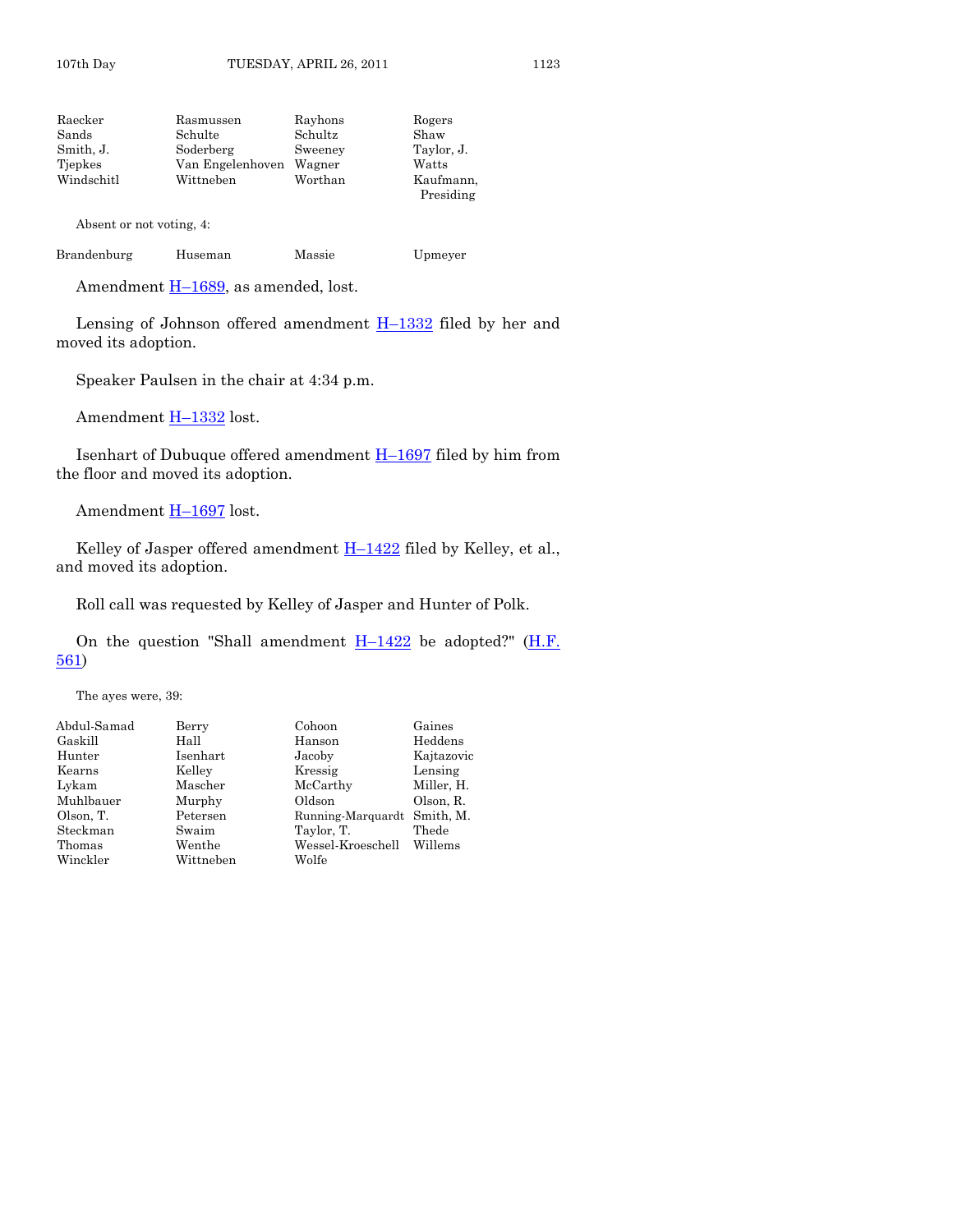| | | | |
|---|---|---|---|
| Raecker | Rasmussen | Rayhons | Rogers |
| Sands | Schulte | Schultz | Shaw |
| Smith, J. | Soderberg | Sweeney | Taylor, J. |
| Tjepkes | Van Engelenhoven | Wagner | Watts |
| Windschitl | Wittneben | Worthan | Kaufmann, Presiding |

Absent or not voting, 4:

| | | | |
|---|---|---|---|
| Brandenburg | Huseman | Massie | Upmeyer |

Amendment H–1689, as amended, lost.

Lensing of Johnson offered amendment H–1332 filed by her and moved its adoption.

Speaker Paulsen in the chair at 4:34 p.m.

Amendment H–1332 lost.

Isenhart of Dubuque offered amendment H–1697 filed by him from the floor and moved its adoption.

Amendment H–1697 lost.

Kelley of Jasper offered amendment H–1422 filed by Kelley, et al., and moved its adoption.

Roll call was requested by Kelley of Jasper and Hunter of Polk.

On the question "Shall amendment H–1422 be adopted?" (H.F. 561)

The ayes were, 39:

| | | | |
|---|---|---|---|
| Abdul-Samad | Berry | Cohoon | Gaines |
| Gaskill | Hall | Hanson | Heddens |
| Hunter | Isenhart | Jacoby | Kajtazovic |
| Kearns | Kelley | Kressig | Lensing |
| Lykam | Mascher | McCarthy | Miller, H. |
| Muhlbauer | Murphy | Oldson | Olson, R. |
| Olson, T. | Petersen | Running-Marquardt | Smith, M. |
| Steckman | Swaim | Taylor, T. | Thede |
| Thomas | Wenthe | Wessel-Kroeschell | Willems |
| Winckler | Wittneben | Wolfe | |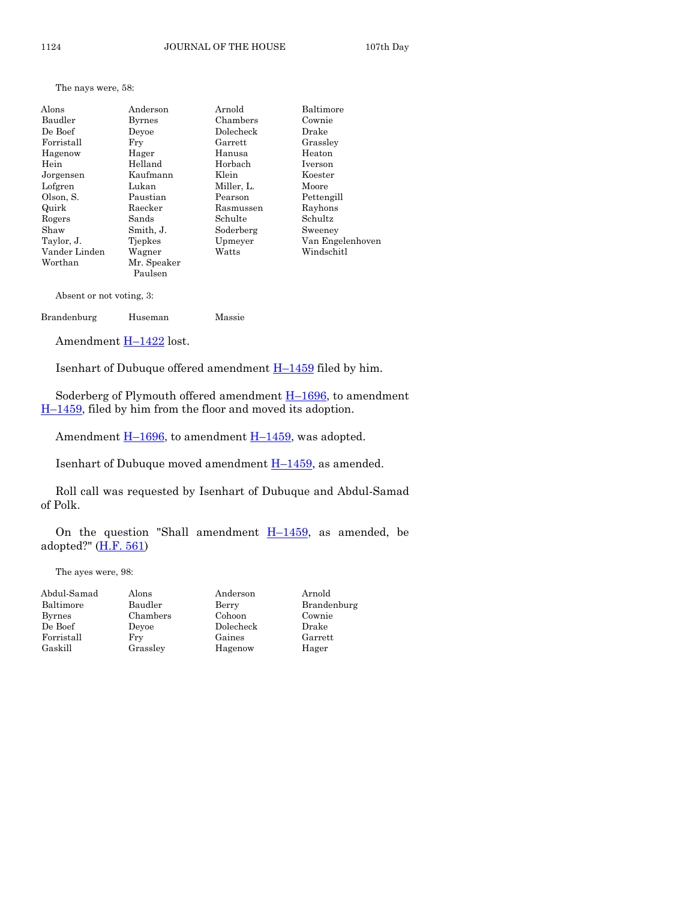The nays were, 58:

| | | | |
|---|---|---|---|
| Alons | Anderson | Arnold | Baltimore |
| Baudler | Byrnes | Chambers | Cownie |
| De Boef | Deyoe | Dolecheck | Drake |
| Forristall | Fry | Garrett | Grassley |
| Hagenow | Hager | Hanusa | Heaton |
| Hein | Helland | Horbach | Iverson |
| Jorgensen | Kaufmann | Klein | Koester |
| Lofgren | Lukan | Miller, L. | Moore |
| Olson, S. | Paustian | Pearson | Pettengill |
| Quirk | Raecker | Rasmussen | Rayhons |
| Rogers | Sands | Schulte | Schultz |
| Shaw | Smith, J. | Soderberg | Sweeney |
| Taylor, J. | Tjepkes | Upmeyer | Van Engelenhoven |
| Vander Linden | Wagner | Watts | Windschitl |
| Worthan | Mr. Speaker Paulsen | | |

Absent or not voting, 3:

| | | |
|---|---|---|
| Brandenburg | Huseman | Massie |

Amendment H–1422 lost.

Isenhart of Dubuque offered amendment H–1459 filed by him.

Soderberg of Plymouth offered amendment H–1696, to amendment H–1459, filed by him from the floor and moved its adoption.

Amendment H–1696, to amendment H–1459, was adopted.

Isenhart of Dubuque moved amendment H–1459, as amended.

Roll call was requested by Isenhart of Dubuque and Abdul-Samad of Polk.

On the question "Shall amendment H–1459, as amended, be adopted?" (H.F. 561)

The ayes were, 98:

| | | | |
|---|---|---|---|
| Abdul-Samad | Alons | Anderson | Arnold |
| Baltimore | Baudler | Berry | Brandenburg |
| Byrnes | Chambers | Cohoon | Cownie |
| De Boef | Deyoe | Dolecheck | Drake |
| Forristall | Fry | Gaines | Garrett |
| Gaskill | Grassley | Hagenow | Hager |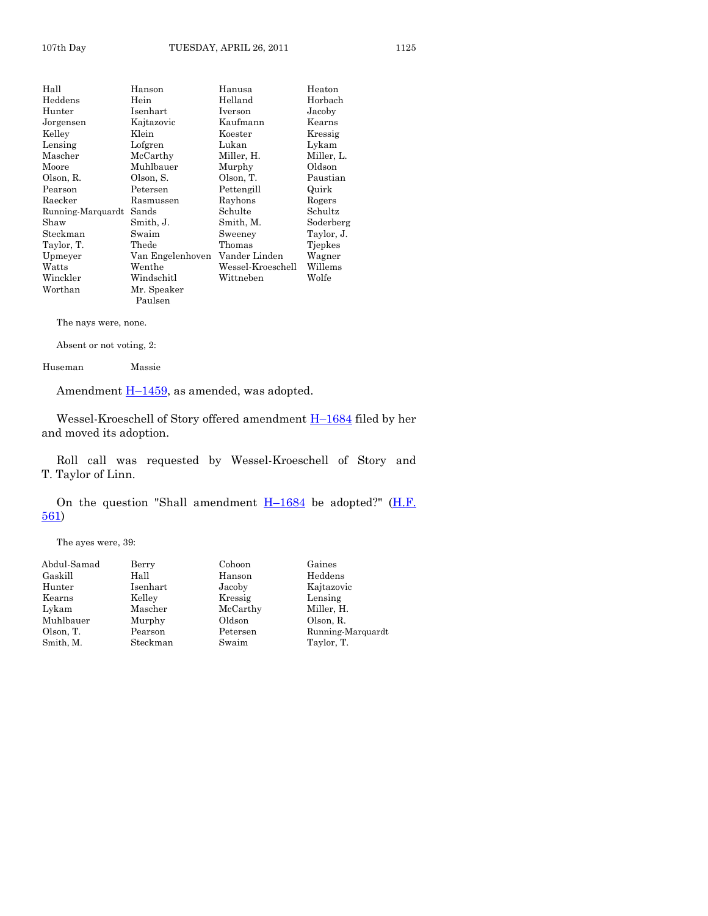| | | | |
|---|---|---|---|
| Hall | Hanson | Hanusa | Heaton |
| Heddens | Hein | Helland | Horbach |
| Hunter | Isenhart | Iverson | Jacoby |
| Jorgensen | Kajtazovic | Kaufmann | Kearns |
| Kelley | Klein | Koester | Kressig |
| Lensing | Lofgren | Lukan | Lykam |
| Mascher | McCarthy | Miller, H. | Miller, L. |
| Moore | Muhlbauer | Murphy | Oldson |
| Olson, R. | Olson, S. | Olson, T. | Paustian |
| Pearson | Petersen | Pettengill | Quirk |
| Raecker | Rasmussen | Rayhons | Rogers |
| Running-Marquardt | Sands | Schulte | Schultz |
| Shaw | Smith, J. | Smith, M. | Soderberg |
| Steckman | Swaim | Sweeney | Taylor, J. |
| Taylor, T. | Thede | Thomas | Tjepkes |
| Upmeyer | Van Engelenhoven | Vander Linden | Wagner |
| Watts | Wenthe | Wessel-Kroeschell | Willems |
| Winckler | Windschitl | Wittneben | Wolfe |
| Worthan | Mr. Speaker Paulsen | | |

The nays were, none.

Absent or not voting, 2:

| | |
|---|---|
| Huseman | Massie |

Amendment H–1459, as amended, was adopted.

Wessel-Kroeschell of Story offered amendment H–1684 filed by her and moved its adoption.

Roll call was requested by Wessel-Kroeschell of Story and T. Taylor of Linn.

On the question "Shall amendment H–1684 be adopted?" (H.F. 561)

The ayes were, 39:

| | | | |
|---|---|---|---|
| Abdul-Samad | Berry | Cohoon | Gaines |
| Gaskill | Hall | Hanson | Heddens |
| Hunter | Isenhart | Jacoby | Kajtazovic |
| Kearns | Kelley | Kressig | Lensing |
| Lykam | Mascher | McCarthy | Miller, H. |
| Muhlbauer | Murphy | Oldson | Olson, R. |
| Olson, T. | Pearson | Petersen | Running-Marquardt |
| Smith, M. | Steckman | Swaim | Taylor, T. |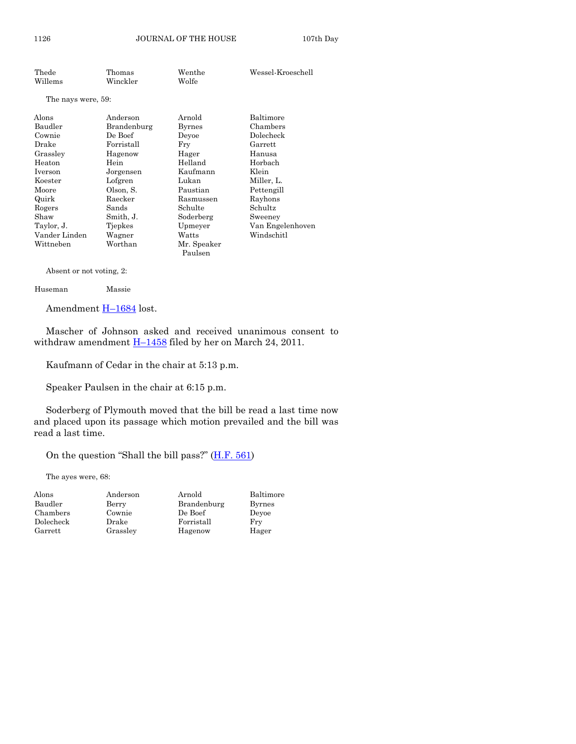| | | | |
|---|---|---|---|
| Thede | Thomas | Wenthe | Wessel-Kroeschell |
| Willems | Winckler | Wolfe | |

The nays were, 59:

| | | | |
|---|---|---|---|
| Alons | Anderson | Arnold | Baltimore |
| Baudler | Brandenburg | Byrnes | Chambers |
| Cownie | De Boef | Deyoe | Dolecheck |
| Drake | Forristall | Fry | Garrett |
| Grassley | Hagenow | Hager | Hanusa |
| Heaton | Hein | Helland | Horbach |
| Iverson | Jorgensen | Kaufmann | Klein |
| Koester | Lofgren | Lukan | Miller, L. |
| Moore | Olson, S. | Paustian | Pettengill |
| Quirk | Raecker | Rasmussen | Rayhons |
| Rogers | Sands | Schulte | Schultz |
| Shaw | Smith, J. | Soderberg | Sweeney |
| Taylor, J. | Tjepkes | Upmeyer | Van Engelenhoven |
| Vander Linden | Wagner | Watts | Windschitl |
| Wittneben | Worthan | Mr. Speaker Paulsen | |

Absent or not voting, 2:

| | |
|---|---|
| Huseman | Massie |

Amendment H–1684 lost.

Mascher of Johnson asked and received unanimous consent to withdraw amendment H–1458 filed by her on March 24, 2011.

Kaufmann of Cedar in the chair at 5:13 p.m.

Speaker Paulsen in the chair at 6:15 p.m.

Soderberg of Plymouth moved that the bill be read a last time now and placed upon its passage which motion prevailed and the bill was read a last time.

On the question "Shall the bill pass?" (H.F. 561)

The ayes were, 68:

| | | | |
|---|---|---|---|
| Alons | Anderson | Arnold | Baltimore |
| Baudler | Berry | Brandenburg | Byrnes |
| Chambers | Cownie | De Boef | Deyoe |
| Dolecheck | Drake | Forristall | Fry |
| Garrett | Grassley | Hagenow | Hager |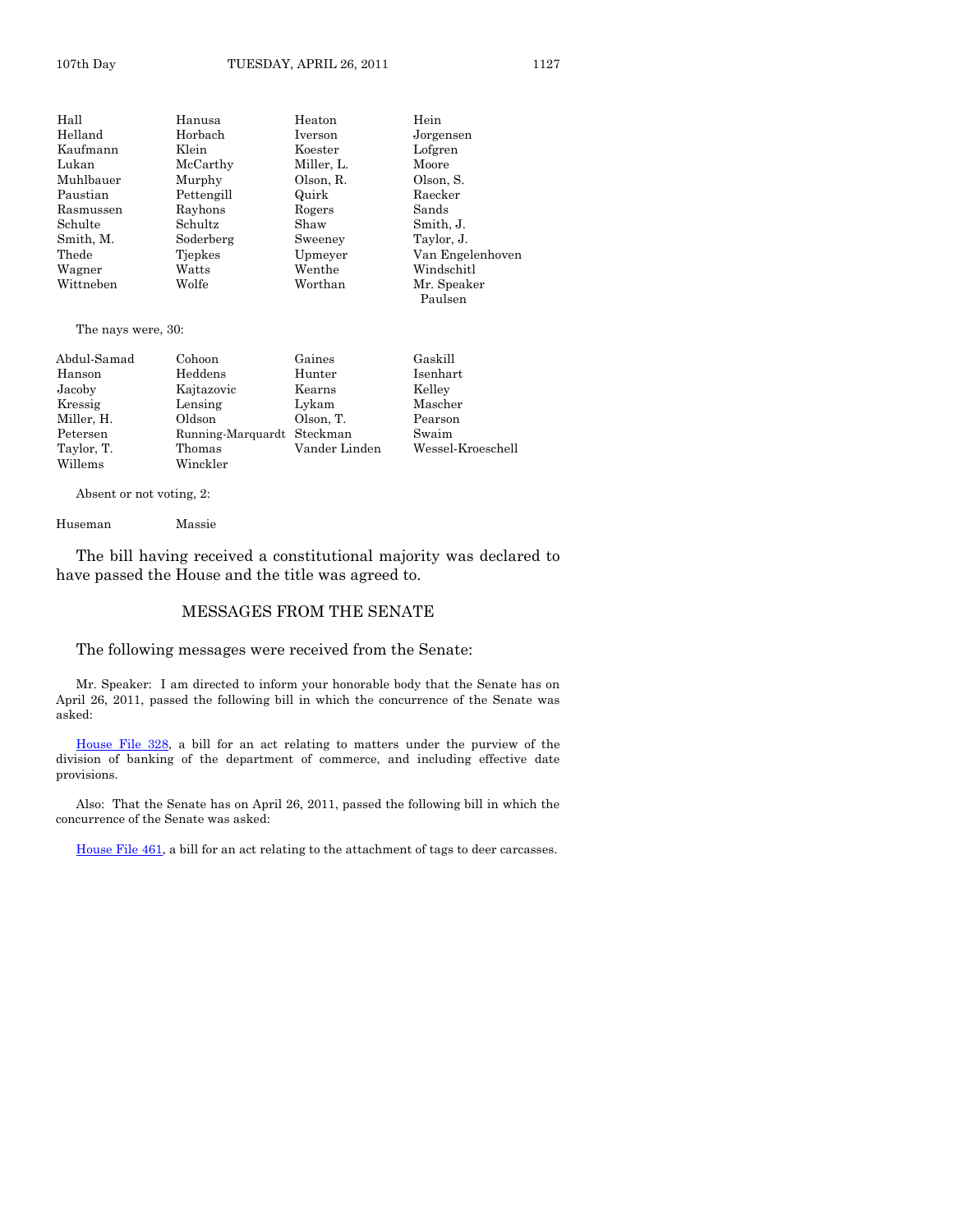| | | | |
|---|---|---|---|
| Hall | Hanusa | Heaton | Hein |
| Helland | Horbach | Iverson | Jorgensen |
| Kaufmann | Klein | Koester | Lofgren |
| Lukan | McCarthy | Miller, L. | Moore |
| Muhlbauer | Murphy | Olson, R. | Olson, S. |
| Paustian | Pettengill | Quirk | Raecker |
| Rasmussen | Rayhons | Rogers | Sands |
| Schulte | Schultz | Shaw | Smith, J. |
| Smith, M. | Soderberg | Sweeney | Taylor, J. |
| Thede | Tjepkes | Upmeyer | Van Engelenhoven |
| Wagner | Watts | Wenthe | Windschitl |
| Wittneben | Wolfe | Worthan | Mr. Speaker Paulsen |

The nays were, 30:

| | | | |
|---|---|---|---|
| Abdul-Samad | Cohoon | Gaines | Gaskill |
| Hanson | Heddens | Hunter | Isenhart |
| Jacoby | Kajtazovic | Kearns | Kelley |
| Kressig | Lensing | Lykam | Mascher |
| Miller, H. | Oldson | Olson, T. | Pearson |
| Petersen | Running-Marquardt | Steckman | Swaim |
| Taylor, T. | Thomas | Vander Linden | Wessel-Kroeschell |
| Willems | Winckler | | |

Absent or not voting, 2:

| | |
|---|---|
| Huseman | Massie |

The bill having received a constitutional majority was declared to have passed the House and the title was agreed to.

## MESSAGES FROM THE SENATE

The following messages were received from the Senate:

Mr. Speaker: I am directed to inform your honorable body that the Senate has on April 26, 2011, passed the following bill in which the concurrence of the Senate was asked:

House File 328, a bill for an act relating to matters under the purview of the division of banking of the department of commerce, and including effective date provisions.

Also: That the Senate has on April 26, 2011, passed the following bill in which the concurrence of the Senate was asked:

House File 461, a bill for an act relating to the attachment of tags to deer carcasses.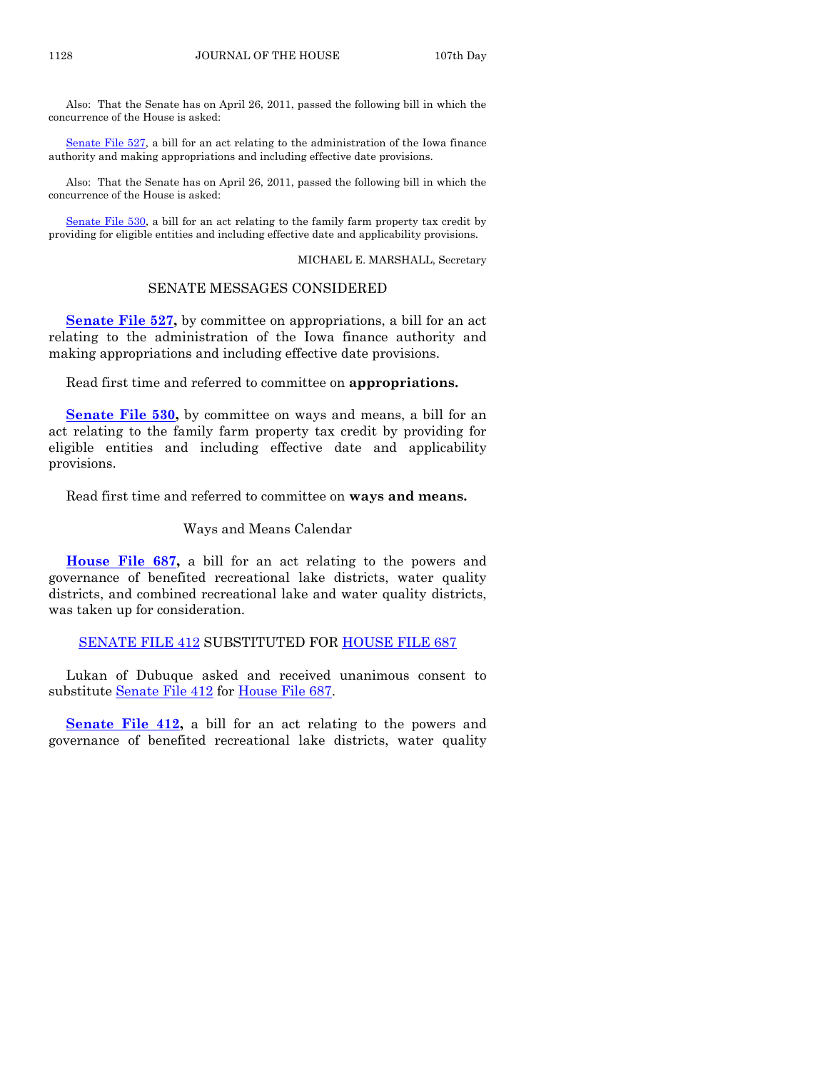Also: That the Senate has on April 26, 2011, passed the following bill in which the concurrence of the House is asked:

Senate File 527, a bill for an act relating to the administration of the Iowa finance authority and making appropriations and including effective date provisions.

Also: That the Senate has on April 26, 2011, passed the following bill in which the concurrence of the House is asked:

Senate File 530, a bill for an act relating to the family farm property tax credit by providing for eligible entities and including effective date and applicability provisions.

MICHAEL E. MARSHALL, Secretary

## SENATE MESSAGES CONSIDERED

**Senate File 527,** by committee on appropriations, a bill for an act relating to the administration of the Iowa finance authority and making appropriations and including effective date provisions.

Read first time and referred to committee on **appropriations.**

**Senate File 530,** by committee on ways and means, a bill for an act relating to the family farm property tax credit by providing for eligible entities and including effective date and applicability provisions.

Read first time and referred to committee on **ways and means.**

### Ways and Means Calendar

**House File 687,** a bill for an act relating to the powers and governance of benefited recreational lake districts, water quality districts, and combined recreational lake and water quality districts, was taken up for consideration.

### SENATE FILE 412 SUBSTITUTED FOR HOUSE FILE 687

Lukan of Dubuque asked and received unanimous consent to substitute Senate File 412 for House File 687.

**Senate File 412,** a bill for an act relating to the powers and governance of benefited recreational lake districts, water quality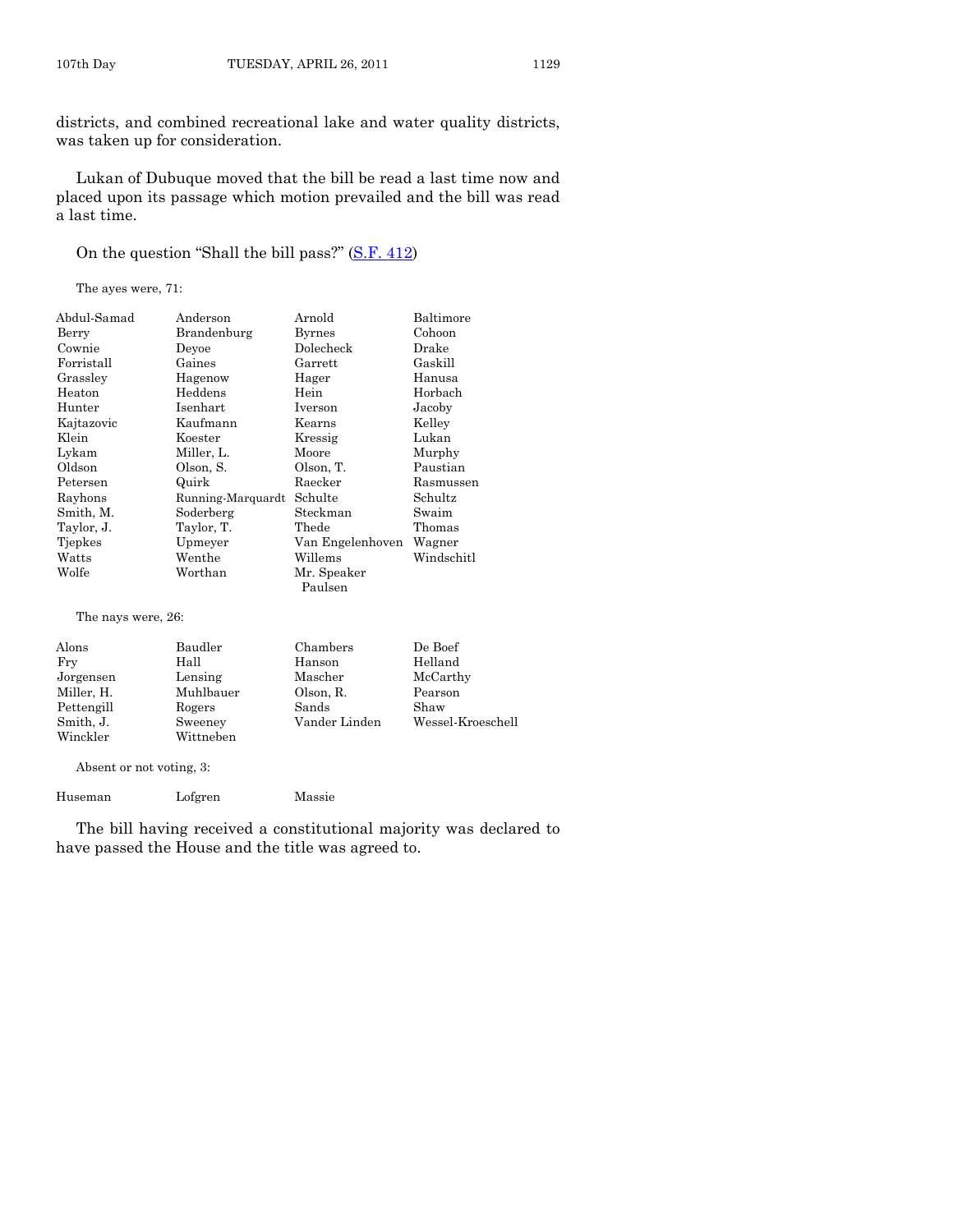districts, and combined recreational lake and water quality districts, was taken up for consideration.

Lukan of Dubuque moved that the bill be read a last time now and placed upon its passage which motion prevailed and the bill was read a last time.

On the question "Shall the bill pass?" (S.F. 412)

The ayes were, 71:

| | | | |
|---|---|---|---|
| Abdul-Samad | Anderson | Arnold | Baltimore |
| Berry | Brandenburg | Byrnes | Cohoon |
| Cownie | Deyoe | Dolecheck | Drake |
| Forristall | Gaines | Garrett | Gaskill |
| Grassley | Hagenow | Hager | Hanusa |
| Heaton | Heddens | Hein | Horbach |
| Hunter | Isenhart | Iverson | Jacoby |
| Kajtazovic | Kaufmann | Kearns | Kelley |
| Klein | Koester | Kressig | Lukan |
| Lykam | Miller, L. | Moore | Murphy |
| Oldson | Olson, S. | Olson, T. | Paustian |
| Petersen | Quirk | Raecker | Rasmussen |
| Rayhons | Running-Marquardt | Schulte | Schultz |
| Smith, M. | Soderberg | Steckman | Swaim |
| Taylor, J. | Taylor, T. | Thede | Thomas |
| Tjepkes | Upmeyer | Van Engelenhoven | Wagner |
| Watts | Wenthe | Willems | Windschitl |
| Wolfe | Worthan | Mr. Speaker Paulsen | |

The nays were, 26:

| | | | |
|---|---|---|---|
| Alons | Baudler | Chambers | De Boef |
| Fry | Hall | Hanson | Helland |
| Jorgensen | Lensing | Mascher | McCarthy |
| Miller, H. | Muhlbauer | Olson, R. | Pearson |
| Pettengill | Rogers | Sands | Shaw |
| Smith, J. | Sweeney | Vander Linden | Wessel-Kroeschell |
| Winckler | Wittneben | | |

Absent or not voting, 3:

| | | |
|---|---|---|
| Huseman | Lofgren | Massie |

The bill having received a constitutional majority was declared to have passed the House and the title was agreed to.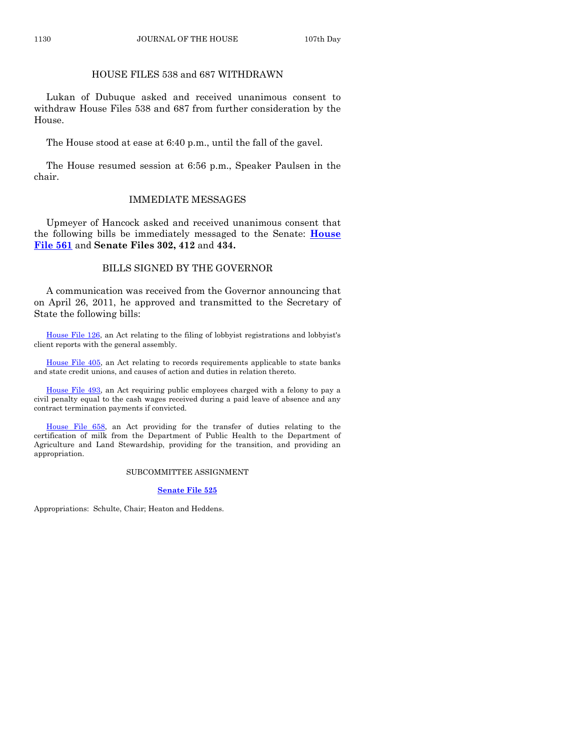## HOUSE FILES 538 and 687 WITHDRAWN

Lukan of Dubuque asked and received unanimous consent to withdraw House Files 538 and 687 from further consideration by the House.

The House stood at ease at 6:40 p.m., until the fall of the gavel.

The House resumed session at 6:56 p.m., Speaker Paulsen in the chair.

## IMMEDIATE MESSAGES

Upmeyer of Hancock asked and received unanimous consent that the following bills be immediately messaged to the Senate: **House File 561** and **Senate Files 302, 412** and **434.**

## BILLS SIGNED BY THE GOVERNOR

A communication was received from the Governor announcing that on April 26, 2011, he approved and transmitted to the Secretary of State the following bills:

House File 126, an Act relating to the filing of lobbyist registrations and lobbyist's client reports with the general assembly.

House File 405, an Act relating to records requirements applicable to state banks and state credit unions, and causes of action and duties in relation thereto.

House File 493, an Act requiring public employees charged with a felony to pay a civil penalty equal to the cash wages received during a paid leave of absence and any contract termination payments if convicted.

House File 658, an Act providing for the transfer of duties relating to the certification of milk from the Department of Public Health to the Department of Agriculture and Land Stewardship, providing for the transition, and providing an appropriation.

### SUBCOMMITTEE ASSIGNMENT

**Senate File 525**

Appropriations: Schulte, Chair; Heaton and Heddens.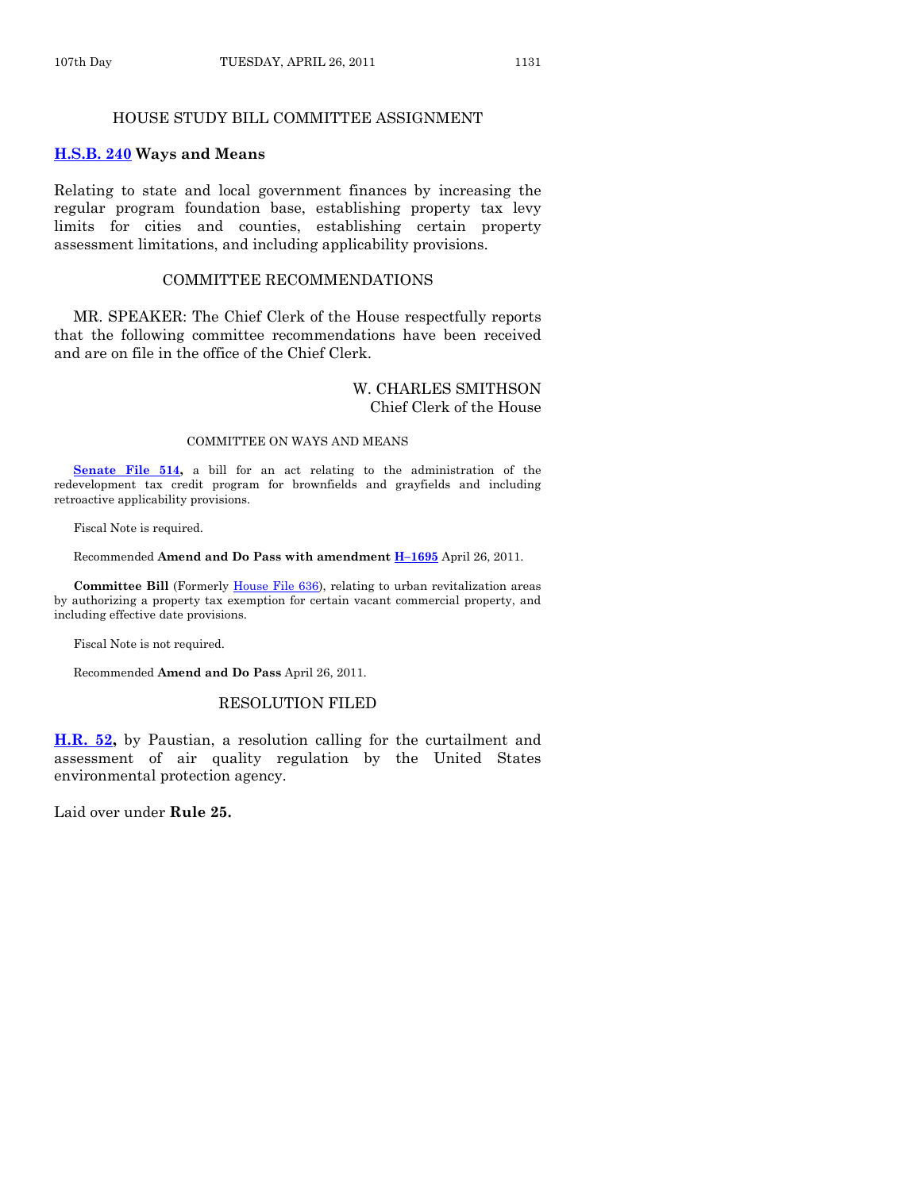## HOUSE STUDY BILL COMMITTEE ASSIGNMENT

**H.S.B. 240 Ways and Means**

Relating to state and local government finances by increasing the regular program foundation base, establishing property tax levy limits for cities and counties, establishing certain property assessment limitations, and including applicability provisions.

## COMMITTEE RECOMMENDATIONS

MR. SPEAKER: The Chief Clerk of the House respectfully reports that the following committee recommendations have been received and are on file in the office of the Chief Clerk.

W. CHARLES SMITHSON
Chief Clerk of the House

### COMMITTEE ON WAYS AND MEANS

**Senate File 514,** a bill for an act relating to the administration of the redevelopment tax credit program for brownfields and grayfields and including retroactive applicability provisions.

Fiscal Note is required.

Recommended **Amend and Do Pass with amendment H–1695** April 26, 2011.

**Committee Bill** (Formerly House File 636), relating to urban revitalization areas by authorizing a property tax exemption for certain vacant commercial property, and including effective date provisions.

Fiscal Note is not required.

Recommended **Amend and Do Pass** April 26, 2011.

## RESOLUTION FILED

**H.R. 52,** by Paustian, a resolution calling for the curtailment and assessment of air quality regulation by the United States environmental protection agency.

Laid over under **Rule 25.**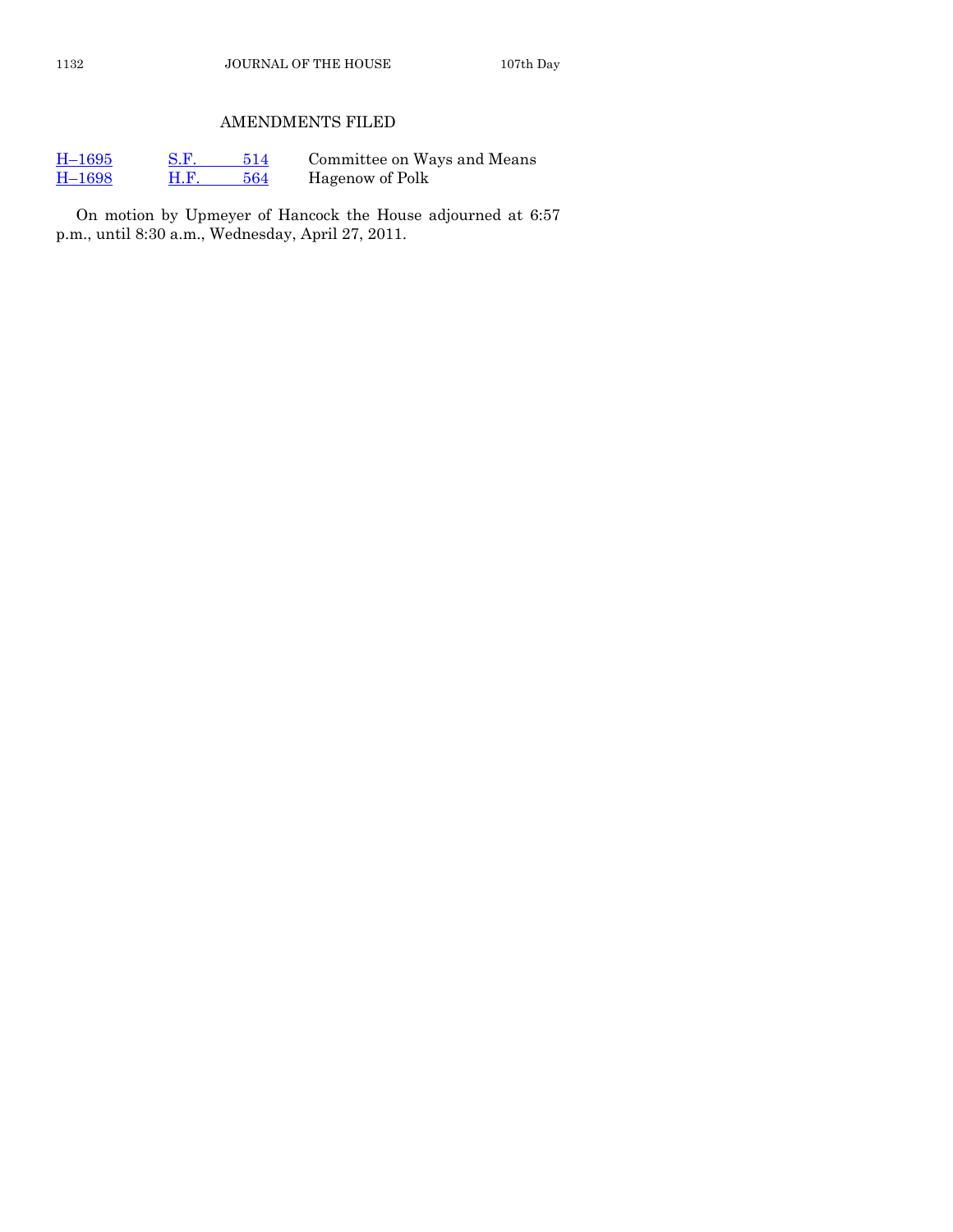## AMENDMENTS FILED

| | | |
|---|---|---|
| H–1695 | S.F. 514 | Committee on Ways and Means |
| H–1698 | H.F. 564 | Hagenow of Polk |

On motion by Upmeyer of Hancock the House adjourned at 6:57 p.m., until 8:30 a.m., Wednesday, April 27, 2011.